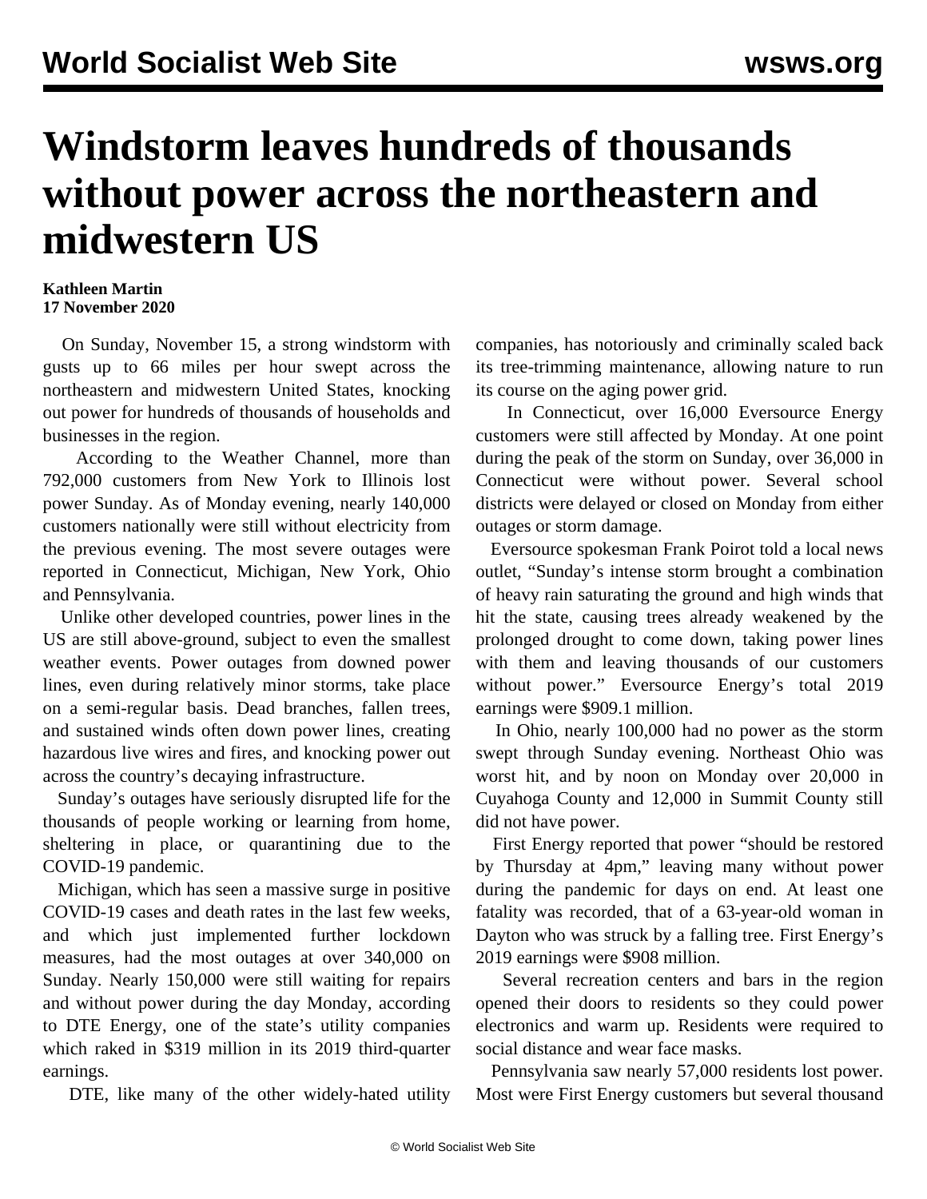# Windstorm leaves hundreds of thousands without power across the northeastern and midwestern US

**Kathleen Martin**
**17 November 2020**

On Sunday, November 15, a strong windstorm with gusts up to 66 miles per hour swept across the northeastern and midwestern United States, knocking out power for hundreds of thousands of households and businesses in the region.

According to the Weather Channel, more than 792,000 customers from New York to Illinois lost power Sunday. As of Monday evening, nearly 140,000 customers nationally were still without electricity from the previous evening. The most severe outages were reported in Connecticut, Michigan, New York, Ohio and Pennsylvania.

Unlike other developed countries, power lines in the US are still above-ground, subject to even the smallest weather events. Power outages from downed power lines, even during relatively minor storms, take place on a semi-regular basis. Dead branches, fallen trees, and sustained winds often down power lines, creating hazardous live wires and fires, and knocking power out across the country's decaying infrastructure.

Sunday's outages have seriously disrupted life for the thousands of people working or learning from home, sheltering in place, or quarantining due to the COVID-19 pandemic.

Michigan, which has seen a massive surge in positive COVID-19 cases and death rates in the last few weeks, and which just implemented further lockdown measures, had the most outages at over 340,000 on Sunday. Nearly 150,000 were still waiting for repairs and without power during the day Monday, according to DTE Energy, one of the state's utility companies which raked in $319 million in its 2019 third-quarter earnings.

DTE, like many of the other widely-hated utility companies, has notoriously and criminally scaled back its tree-trimming maintenance, allowing nature to run its course on the aging power grid.

In Connecticut, over 16,000 Eversource Energy customers were still affected by Monday. At one point during the peak of the storm on Sunday, over 36,000 in Connecticut were without power. Several school districts were delayed or closed on Monday from either outages or storm damage.

Eversource spokesman Frank Poirot told a local news outlet, "Sunday's intense storm brought a combination of heavy rain saturating the ground and high winds that hit the state, causing trees already weakened by the prolonged drought to come down, taking power lines with them and leaving thousands of our customers without power." Eversource Energy's total 2019 earnings were $909.1 million.

In Ohio, nearly 100,000 had no power as the storm swept through Sunday evening. Northeast Ohio was worst hit, and by noon on Monday over 20,000 in Cuyahoga County and 12,000 in Summit County still did not have power.

First Energy reported that power "should be restored by Thursday at 4pm," leaving many without power during the pandemic for days on end. At least one fatality was recorded, that of a 63-year-old woman in Dayton who was struck by a falling tree. First Energy's 2019 earnings were $908 million.

Several recreation centers and bars in the region opened their doors to residents so they could power electronics and warm up. Residents were required to social distance and wear face masks.

Pennsylvania saw nearly 57,000 residents lost power. Most were First Energy customers but several thousand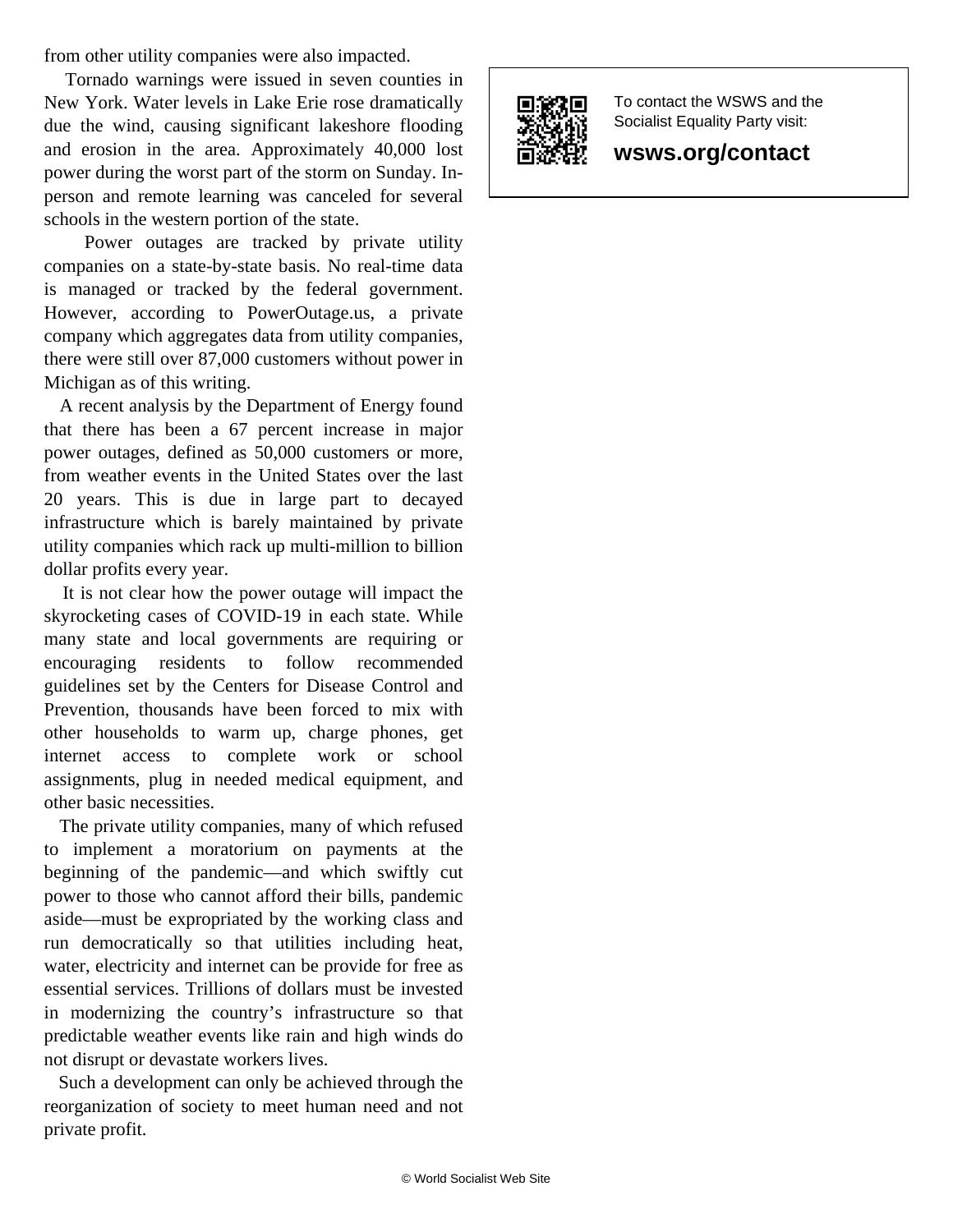from other utility companies were also impacted.

Tornado warnings were issued in seven counties in New York. Water levels in Lake Erie rose dramatically due the wind, causing significant lakeshore flooding and erosion in the area. Approximately 40,000 lost power during the worst part of the storm on Sunday. In-person and remote learning was canceled for several schools in the western portion of the state.

Power outages are tracked by private utility companies on a state-by-state basis. No real-time data is managed or tracked by the federal government. However, according to PowerOutage.us, a private company which aggregates data from utility companies, there were still over 87,000 customers without power in Michigan as of this writing.

A recent analysis by the Department of Energy found that there has been a 67 percent increase in major power outages, defined as 50,000 customers or more, from weather events in the United States over the last 20 years. This is due in large part to decayed infrastructure which is barely maintained by private utility companies which rack up multi-million to billion dollar profits every year.

It is not clear how the power outage will impact the skyrocketing cases of COVID-19 in each state. While many state and local governments are requiring or encouraging residents to follow recommended guidelines set by the Centers for Disease Control and Prevention, thousands have been forced to mix with other households to warm up, charge phones, get internet access to complete work or school assignments, plug in needed medical equipment, and other basic necessities.

The private utility companies, many of which refused to implement a moratorium on payments at the beginning of the pandemic—and which swiftly cut power to those who cannot afford their bills, pandemic aside—must be expropriated by the working class and run democratically so that utilities including heat, water, electricity and internet can be provide for free as essential services. Trillions of dollars must be invested in modernizing the country's infrastructure so that predictable weather events like rain and high winds do not disrupt or devastate workers lives.

Such a development can only be achieved through the reorganization of society to meet human need and not private profit.

To contact the WSWS and the Socialist Equality Party visit:

**wsws.org/contact**